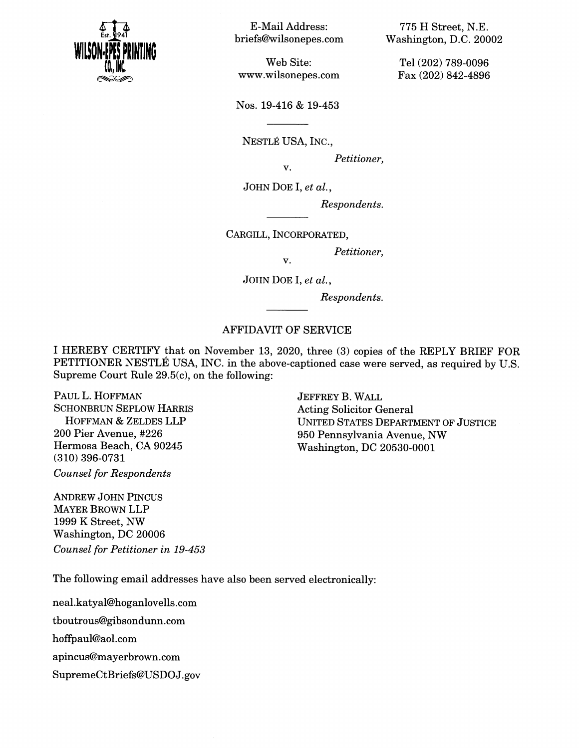WILSON-EPES PRINTING CO., INC.
Est. 1941

E-Mail Address:
briefs@wilsonepes.com

Web Site:
www.wilsonepes.com

775 H Street, N.E.
Washington, D.C. 20002

Tel (202) 789-0096
Fax (202) 842-4896

Nos. 19-416 & 19-453

---

NESTLÉ USA, INC.,

*Petitioner,*

v.

JOHN DOE I, *et al.*,

*Respondents.*

---

CARGILL, INCORPORATED,

*Petitioner,*

v.

JOHN DOE I, *et al.*,

*Respondents.*

---

AFFIDAVIT OF SERVICE

I HEREBY CERTIFY that on November 13, 2020, three (3) copies of the REPLY BRIEF FOR PETITIONER NESTLÉ USA, INC. in the above-captioned case were served, as required by U.S. Supreme Court Rule 29.5(c), on the following:

PAUL L. HOFFMAN
SCHONBRUN SEPLOW HARRIS
HOFFMAN & ZELDES LLP
200 Pier Avenue, #226
Hermosa Beach, CA 90245
(310) 396-0731
*Counsel for Respondents*

JEFFREY B. WALL
Acting Solicitor General
UNITED STATES DEPARTMENT OF JUSTICE
950 Pennsylvania Avenue, NW
Washington, DC 20530-0001

ANDREW JOHN PINCUS
MAYER BROWN LLP
1999 K Street, NW
Washington, DC 20006
*Counsel for Petitioner in 19-453*

The following email addresses have also been served electronically:

neal.katyal@hoganlovells.com

tboutrous@gibsondunn.com

hoffpaul@aol.com

apincus@mayerbrown.com

SupremeCtBriefs@USDOJ.gov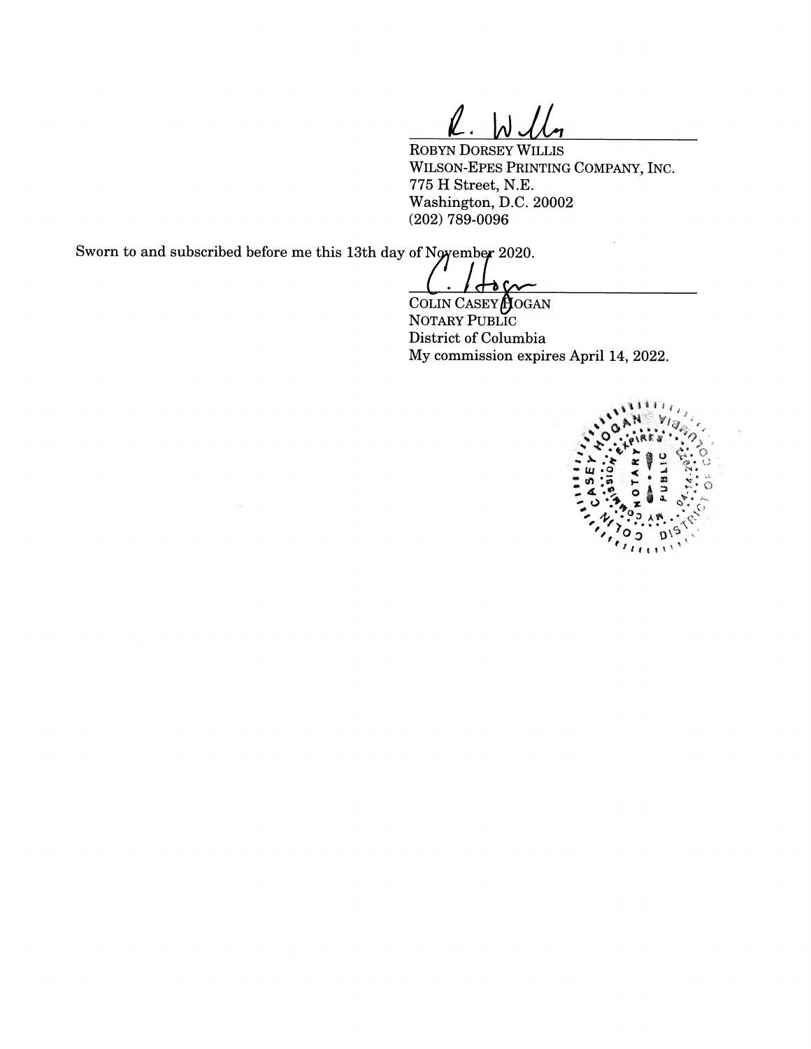R. Willis

ROBYN DORSEY WILLIS
WILSON-EPES PRINTING COMPANY, INC.
775 H Street, N.E.
Washington, D.C. 20002
(202) 789-0096

Sworn to and subscribed before me this 13th day of November 2020.

C. Hogan

COLIN CASEY HOGAN
NOTARY PUBLIC
District of Columbia
My commission expires April 14, 2022.